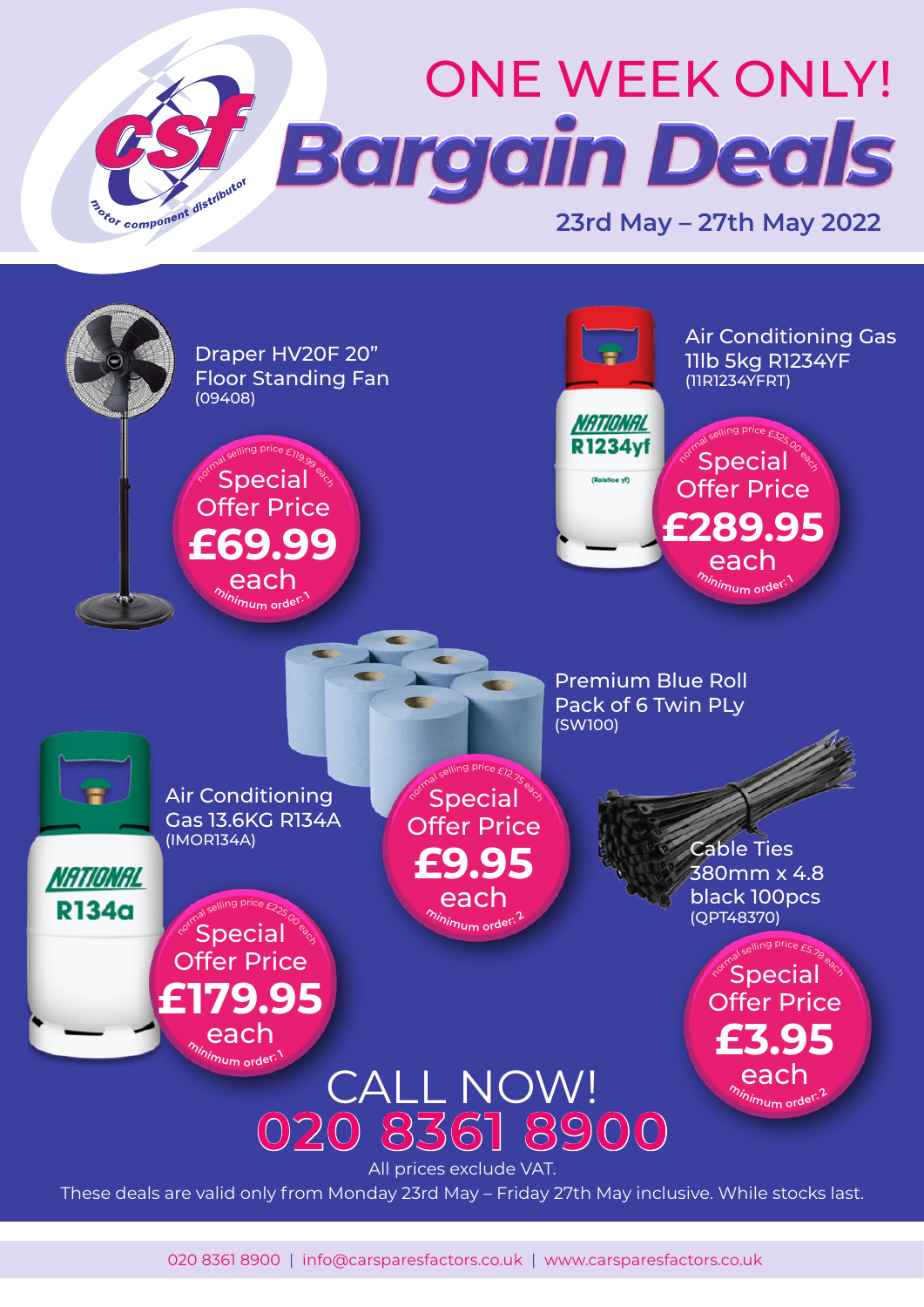csf motor component distributor

# ONE WEEK ONLY!

# Bargain Deals

**23rd May – 27th May 2022**

## Draper HV20F 20" Floor Standing Fan
(09408)

normal selling price £119.99 each

Special Offer Price **£69.99** each

minimum order: 1

## Air Conditioning Gas 11lb 5kg R1234YF
(11R1234YFRT)

normal selling price £325.00 each

Special Offer Price **£289.95** each

minimum order: 1

## Premium Blue Roll Pack of 6 Twin PLy
(SW100)

normal selling price £12.75 each

Special Offer Price **£9.95** each

minimum order: 2

## Air Conditioning Gas 13.6KG R134A
(IMOR134A)

normal selling price £225.00 each

Special Offer Price **£179.95** each

minimum order: 1

## Cable Ties 380mm x 4.8 black 100pcs
(QPT48370)

normal selling price £5.78 each

Special Offer Price **£3.95** each

minimum order: 2

# CALL NOW!

# 020 8361 8900

All prices exclude VAT.

These deals are valid only from Monday 23rd May – Friday 27th May inclusive. While stocks last.

020 8361 8900 | info@carsparesfactors.co.uk | www.carsparesfactors.co.uk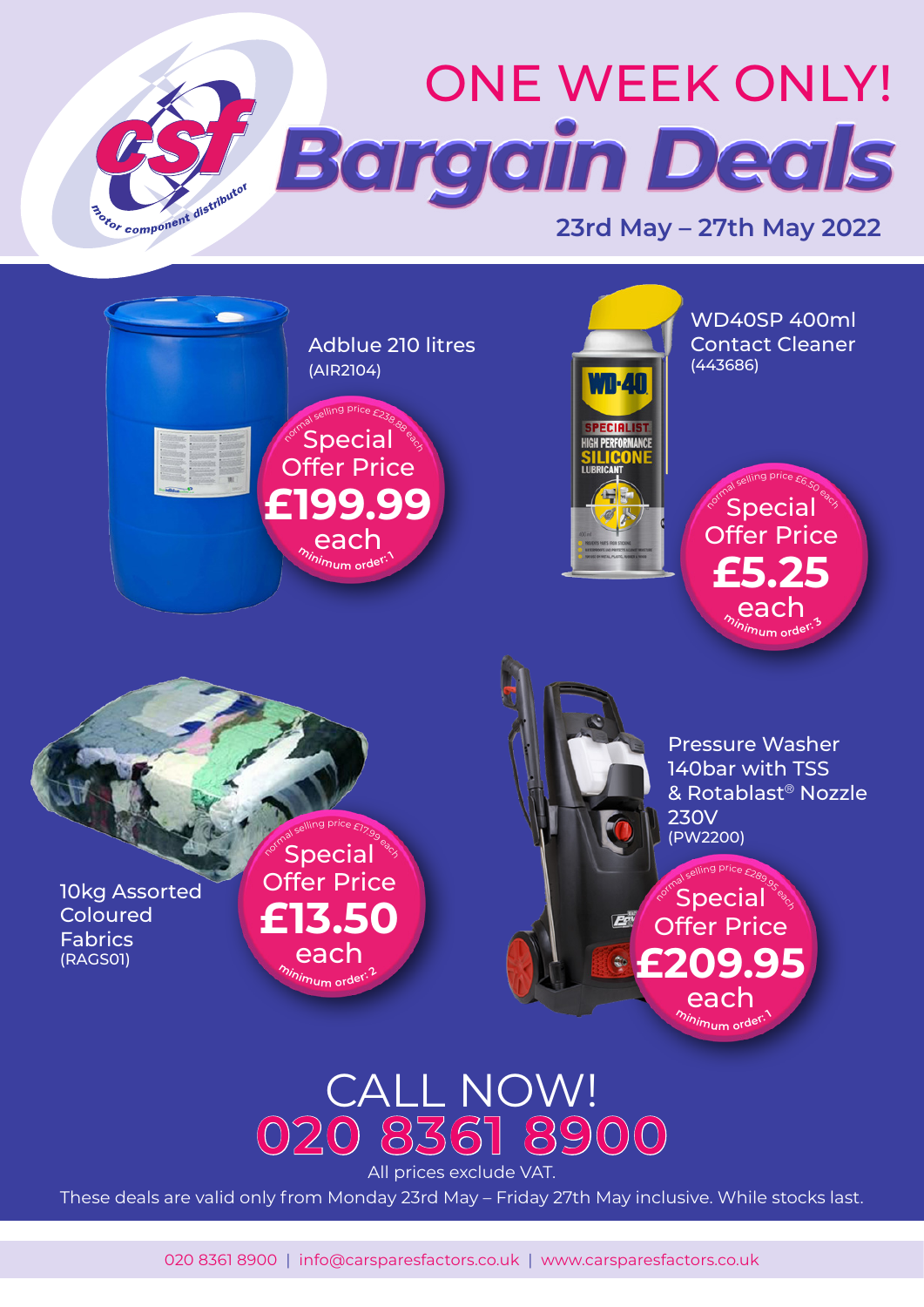csf motor component distributor

# ONE WEEK ONLY!

# Bargain Deals

**23rd May – 27th May 2022**

## Adblue 210 litres
(AIR2104)

normal selling price £238.88 each

Special Offer Price **£199.99** each

minimum order: 1

## WD40SP 400ml Contact Cleaner
(443686)

normal selling price £6.50 each

Special Offer Price **£5.25** each

minimum order: 3

## 10kg Assorted Coloured Fabrics
(RAGS01)

normal selling price £17.99 each

Special Offer Price **£13.50** each

minimum order: 2

## Pressure Washer 140bar with TSS & Rotablast® Nozzle 230V
(PW2200)

normal selling price £289.95 each

Special Offer Price **£209.95** each

minimum order: 1

# CALL NOW!

# 020 8361 8900

All prices exclude VAT.

These deals are valid only from Monday 23rd May – Friday 27th May inclusive. While stocks last.

020 8361 8900 | info@carsparesfactors.co.uk | www.carsparesfactors.co.uk